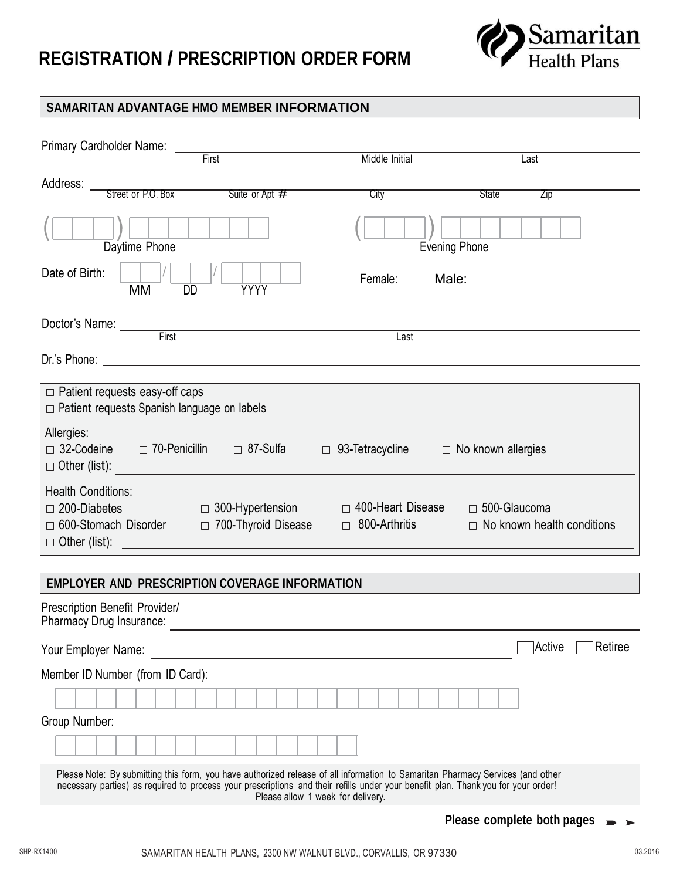# REGISTRATION / PRESCRIPTION ORDER FORM

Samaritan Health Plans

## SAMARITAN ADVANTAGE HMO MEMBER INFORMATION

Primary Cardholder Name: ______________________________
First | Middle Initial | Last

Address: ______________________________
Street or P.O. Box | Suite or Apt # | City | State | Zip

( ) Daytime Phone

( ) Evening Phone

Date of Birth: MM / DD / YYYY

Female: ☐ Male: ☐

Doctor's Name: ______________________________
First | Last

Dr.'s Phone: ______________________________

☐ Patient requests easy-off caps
☐ Patient requests Spanish language on labels

Allergies:
☐ 32-Codeine ☐ 70-Penicillin ☐ 87-Sulfa ☐ 93-Tetracycline ☐ No known allergies
☐ Other (list): ______________________________

Health Conditions:
☐ 200-Diabetes ☐ 300-Hypertension ☐ 400-Heart Disease ☐ 500-Glaucoma
☐ 600-Stomach Disorder ☐ 700-Thyroid Disease ☐ 800-Arthritis ☐ No known health conditions
☐ Other (list): ______________________________

## EMPLOYER AND PRESCRIPTION COVERAGE INFORMATION

Prescription Benefit Provider/
Pharmacy Drug Insurance: ______________________________

Your Employer Name: ______________________________ ☐ Active ☐ Retiree

Member ID Number (from ID Card):

Group Number:

Please Note: By submitting this form, you have authorized release of all information to Samaritan Pharmacy Services (and other necessary parties) as required to process your prescriptions and their refills under your benefit plan. Thank you for your order!
Please allow 1 week for delivery.

**Please complete both pages** ➞

SHP-RX1400 SAMARITAN HEALTH PLANS, 2300 NW WALNUT BLVD., CORVALLIS, OR 97330 03.2016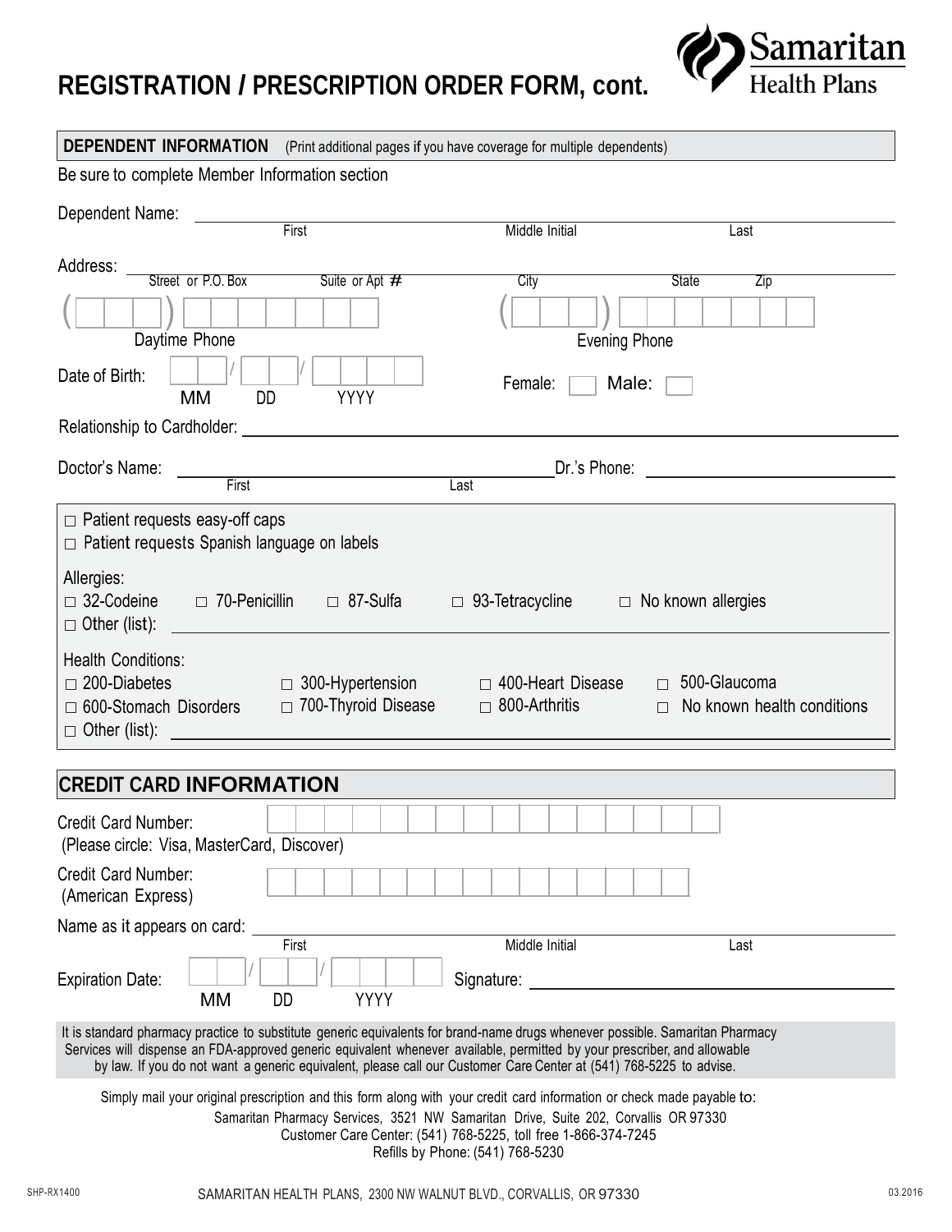# REGISTRATION / PRESCRIPTION ORDER FORM, cont.

Samaritan Health Plans

**DEPENDENT INFORMATION** (Print additional pages if you have coverage for multiple dependents)

Be sure to complete Member Information section

Dependent Name: ______________________________
First Middle Initial Last

Address: ______________________________
Street or P.O. Box Suite or Apt # City State Zip

( ) Daytime Phone ( ) Evening Phone

Date of Birth: __ / __ / ____ (MM DD YYYY) Female: ☐ Male: ☐

Relationship to Cardholder: ______________________________

Doctor's Name: ______________________________ Dr.'s Phone: ______________
First Last

☐ Patient requests easy-off caps
☐ Patient requests Spanish language on labels

Allergies:
☐ 32-Codeine ☐ 70-Penicillin ☐ 87-Sulfa ☐ 93-Tetracycline ☐ No known allergies
☐ Other (list): ______________________________

Health Conditions:
☐ 200-Diabetes ☐ 300-Hypertension ☐ 400-Heart Disease ☐ 500-Glaucoma
☐ 600-Stomach Disorders ☐ 700-Thyroid Disease ☐ 800-Arthritis ☐ No known health conditions
☐ Other (list): ______________________________

## CREDIT CARD INFORMATION

Credit Card Number:
(Please circle: Visa, MasterCard, Discover)

Credit Card Number:
(American Express)

Name as it appears on card: ______________________________
First Middle Initial Last

Expiration Date: __ / __ / ____ (MM DD YYYY) Signature: ______________________________

It is standard pharmacy practice to substitute generic equivalents for brand-name drugs whenever possible. Samaritan Pharmacy Services will dispense an FDA-approved generic equivalent whenever available, permitted by your prescriber, and allowable by law. If you do not want a generic equivalent, please call our Customer Care Center at (541) 768-5225 to advise.

Simply mail your original prescription and this form along with your credit card information or check made payable to:

Samaritan Pharmacy Services, 3521 NW Samaritan Drive, Suite 202, Corvallis OR 97330
Customer Care Center: (541) 768-5225, toll free 1-866-374-7245
Refills by Phone: (541) 768-5230

SHP-RX1400 SAMARITAN HEALTH PLANS, 2300 NW WALNUT BLVD., CORVALLIS, OR 97330 03.2016